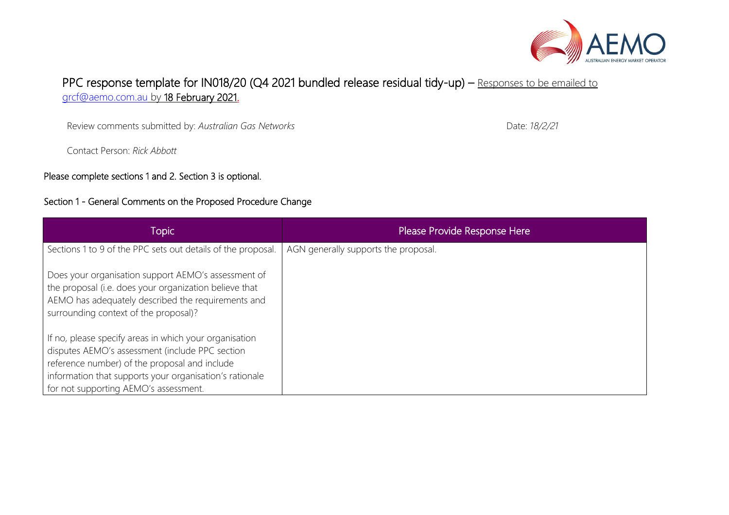# PPC response template for IN018/20 (Q4 2021 bundled release residual tidy-up) – Responses to be emailed to grcf@aemo.com.au by 18 February 2021.

Review comments submitted by: *Australian Gas Networks*

Date: *18/2/21*

Contact Person: *Rick Abbott*

Please complete sections 1 and 2. Section 3 is optional.

## Section 1 - General Comments on the Proposed Procedure Change

| Topic | Please Provide Response Here |
| --- | --- |
| Sections 1 to 9 of the PPC sets out details of the proposal.<br><br>Does your organisation support AEMO's assessment of the proposal (i.e. does your organization believe that AEMO has adequately described the requirements and surrounding context of the proposal)?<br><br>If no, please specify areas in which your organisation disputes AEMO's assessment (include PPC section reference number) of the proposal and include information that supports your organisation's rationale for not supporting AEMO's assessment. | AGN generally supports the proposal. |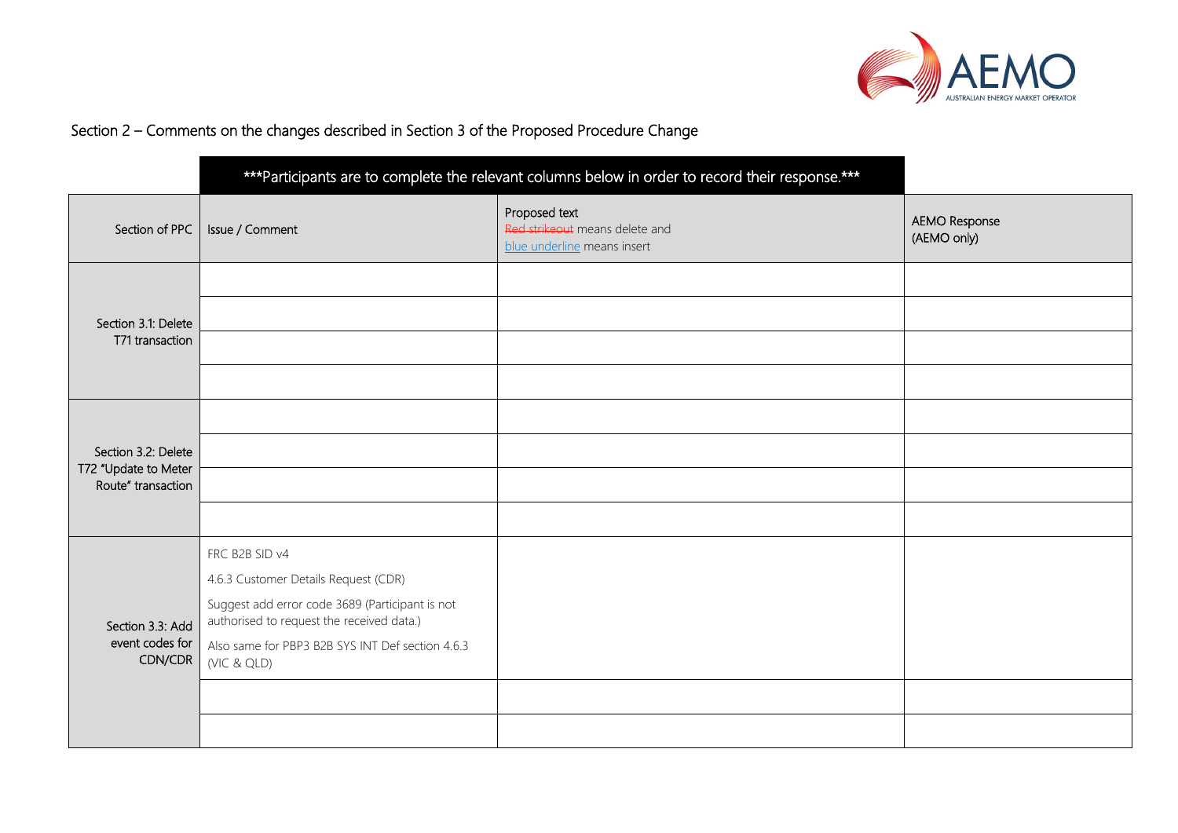## Section 2 – Comments on the changes described in Section 3 of the Proposed Procedure Change

***Participants are to complete the relevant columns below in order to record their response.***

| Section of PPC | Issue / Comment | Proposed text<br>~~Red strikeout~~ means delete and<br>blue underline means insert | AEMO Response<br>(AEMO only) |
|---|---|---|---|
| Section 3.1: Delete T71 transaction | | | |
| | | | |
| | | | |
| | | | |
| Section 3.2: Delete T72 "Update to Meter Route" transaction | | | |
| | | | |
| | | | |
| | | | |
| Section 3.3: Add event codes for CDN/CDR | FRC B2B SID v4<br>4.6.3 Customer Details Request (CDR)<br>Suggest add error code 3689 (Participant is not authorised to request the received data.)<br>Also same for PBP3 B2B SYS INT Def section 4.6.3 (VIC & QLD) | | |
| | | | |
| | | | |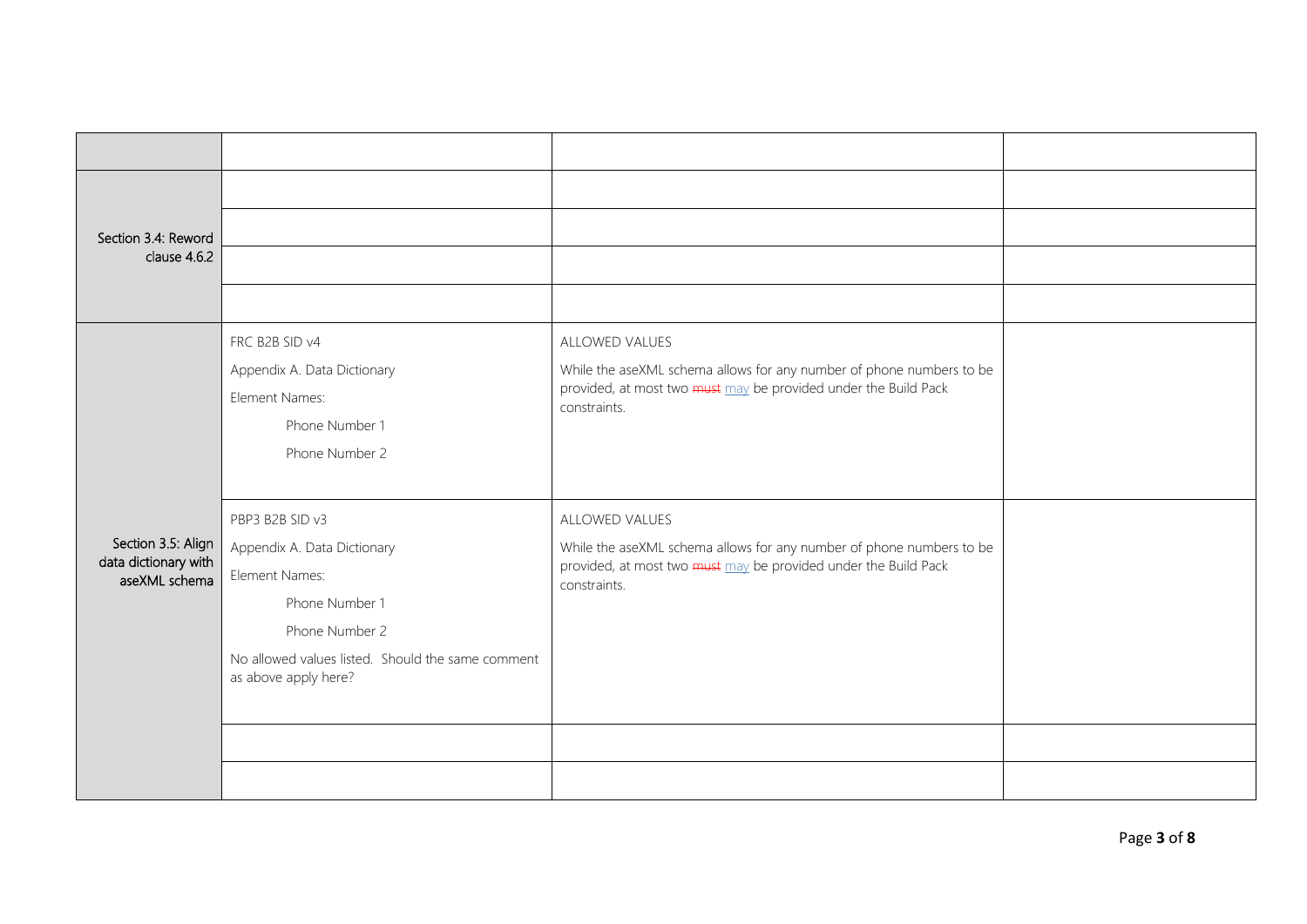| | | | |
|---|---|---|---|
| | | | |
| Section 3.4: Reword clause 4.6.2 | | | |
| | | | |
| | | | |
| | | | |
| Section 3.5: Align data dictionary with aseXML schema | FRC B2B SID v4<br><br>Appendix A. Data Dictionary<br><br>Element Names:<br><br>Phone Number 1<br><br>Phone Number 2 | ALLOWED VALUES<br><br>While the aseXML schema allows for any number of phone numbers to be provided, at most two ~~must~~ may be provided under the Build Pack constraints. | |
| | PBP3 B2B SID v3<br><br>Appendix A. Data Dictionary<br><br>Element Names:<br><br>Phone Number 1<br><br>Phone Number 2<br><br>No allowed values listed. Should the same comment as above apply here? | ALLOWED VALUES<br><br>While the aseXML schema allows for any number of phone numbers to be provided, at most two ~~must~~ may be provided under the Build Pack constraints. | |
| | | | |
| | | | |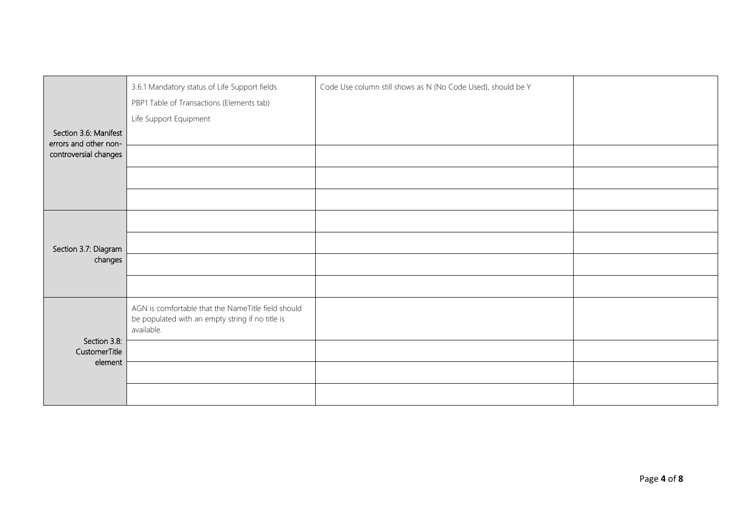| | | | |
|---|---|---|---|
| Section 3.6: Manifest errors and other non-controversial changes | 3.6.1 Mandatory status of Life Support fields<br>PBP1 Table of Transactions (Elements tab)<br>Life Support Equipment | Code Use column still shows as N (No Code Used), should be Y | |
| | | | |
| | | | |
| | | | |
| Section 3.7: Diagram changes | | | |
| | | | |
| | | | |
| | | | |
| Section 3.8: CustomerTitle element | AGN is comfortable that the NameTitle field should be populated with an empty string if no title is available. | | |
| | | | |
| | | | |
| | | | |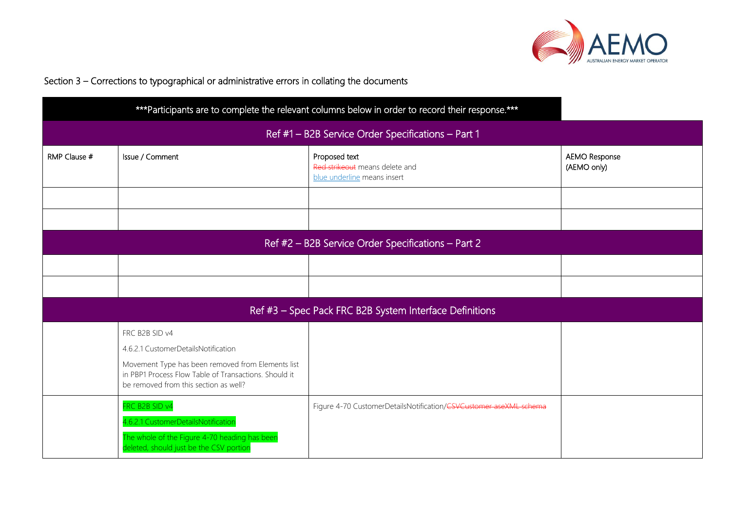Section 3 – Corrections to typographical or administrative errors in collating the documents

| ***Participants are to complete the relevant columns below in order to record their response.*** | | | |
|---|---|---|---|
| **Ref #1 – B2B Service Order Specifications – Part 1** | | | |
| RMP Clause # | Issue / Comment | Proposed text<br>~~Red strikeout~~ means delete and<br><u>blue underline</u> means insert | AEMO Response<br>(AEMO only) |
| | | | |
| | | | |
| **Ref #2 – B2B Service Order Specifications – Part 2** | | | |
| | | | |
| | | | |
| **Ref #3 – Spec Pack FRC B2B System Interface Definitions** | | | |
| | FRC B2B SID v4<br>4.6.2.1 CustomerDetailsNotification<br>Movement Type has been removed from Elements list in PBP1 Process Flow Table of Transactions. Should it be removed from this section as well? | | |
| | FRC B2B SID v4<br>4.6.2.1 CustomerDetailsNotification<br>The whole of the Figure 4-70 heading has been deleted, should just be the CSV portion | Figure 4-70 CustomerDetailsNotification/~~CSVCustomer aseXML schema~~ | |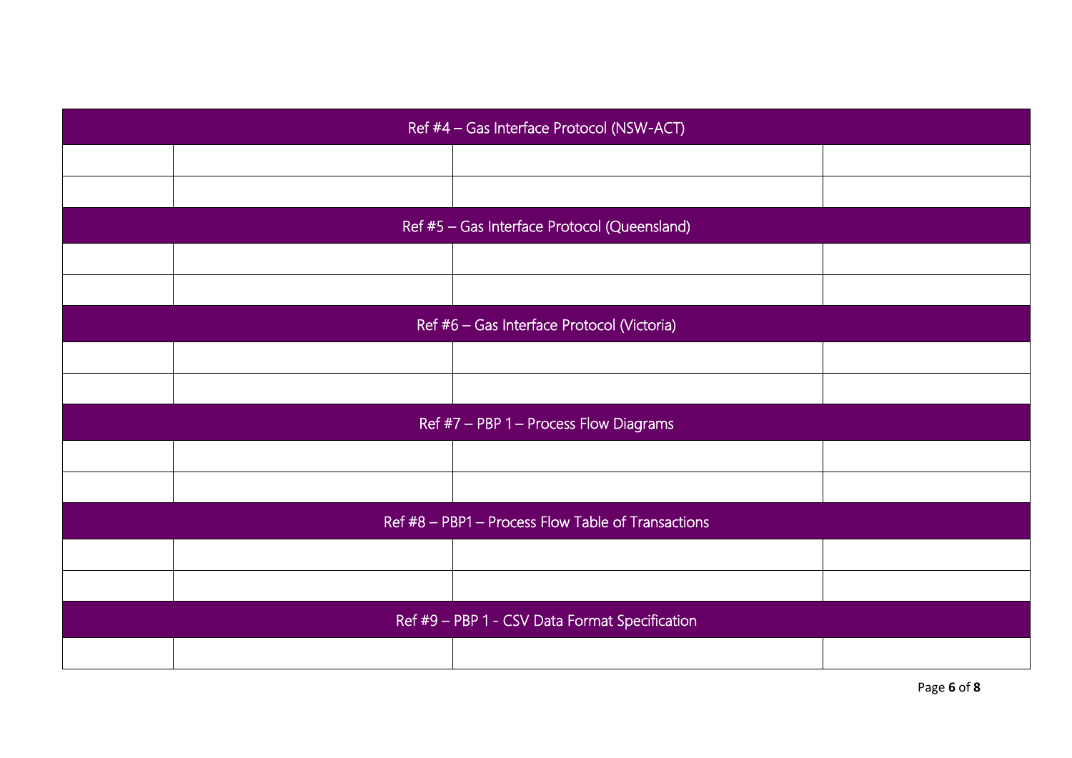| Ref #4 – Gas Interface Protocol (NSW-ACT) | | | |
|---|---|---|---|
| | | | |
| | | | |
| **Ref #5 – Gas Interface Protocol (Queensland)** | | | |
| | | | |
| | | | |
| **Ref #6 – Gas Interface Protocol (Victoria)** | | | |
| | | | |
| | | | |
| **Ref #7 – PBP 1 – Process Flow Diagrams** | | | |
| | | | |
| | | | |
| **Ref #8 – PBP1 – Process Flow Table of Transactions** | | | |
| | | | |
| | | | |
| **Ref #9 – PBP 1 - CSV Data Format Specification** | | | |
| | | | |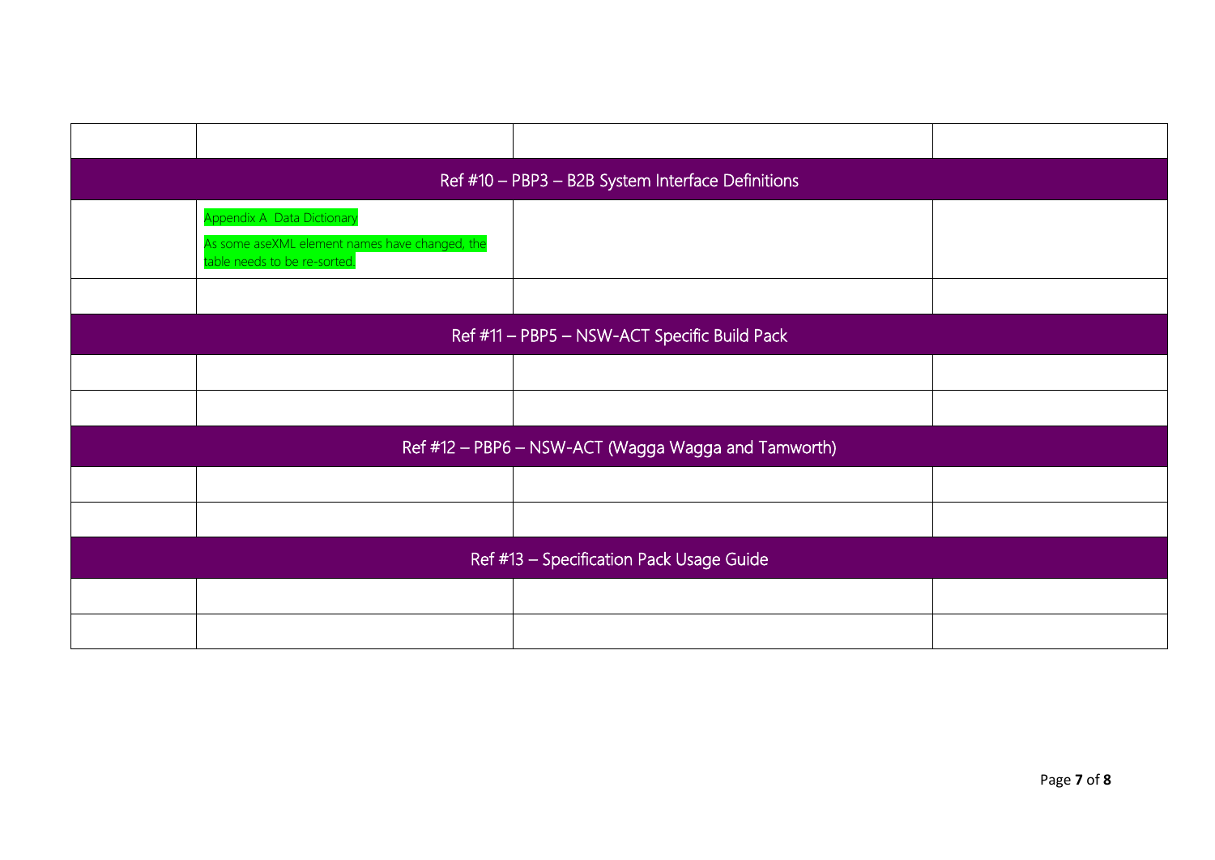| | | | |
|---|---|---|---|
| | | | |
| Ref #10 – PBP3 – B2B System Interface Definitions | | | |
| | Appendix A Data Dictionary<br>As some aseXML element names have changed, the table needs to be re-sorted. | | |
| | | | |
| Ref #11 – PBP5 – NSW-ACT Specific Build Pack | | | |
| | | | |
| | | | |
| Ref #12 – PBP6 – NSW-ACT (Wagga Wagga and Tamworth) | | | |
| | | | |
| | | | |
| Ref #13 – Specification Pack Usage Guide | | | |
| | | | |
| | | | |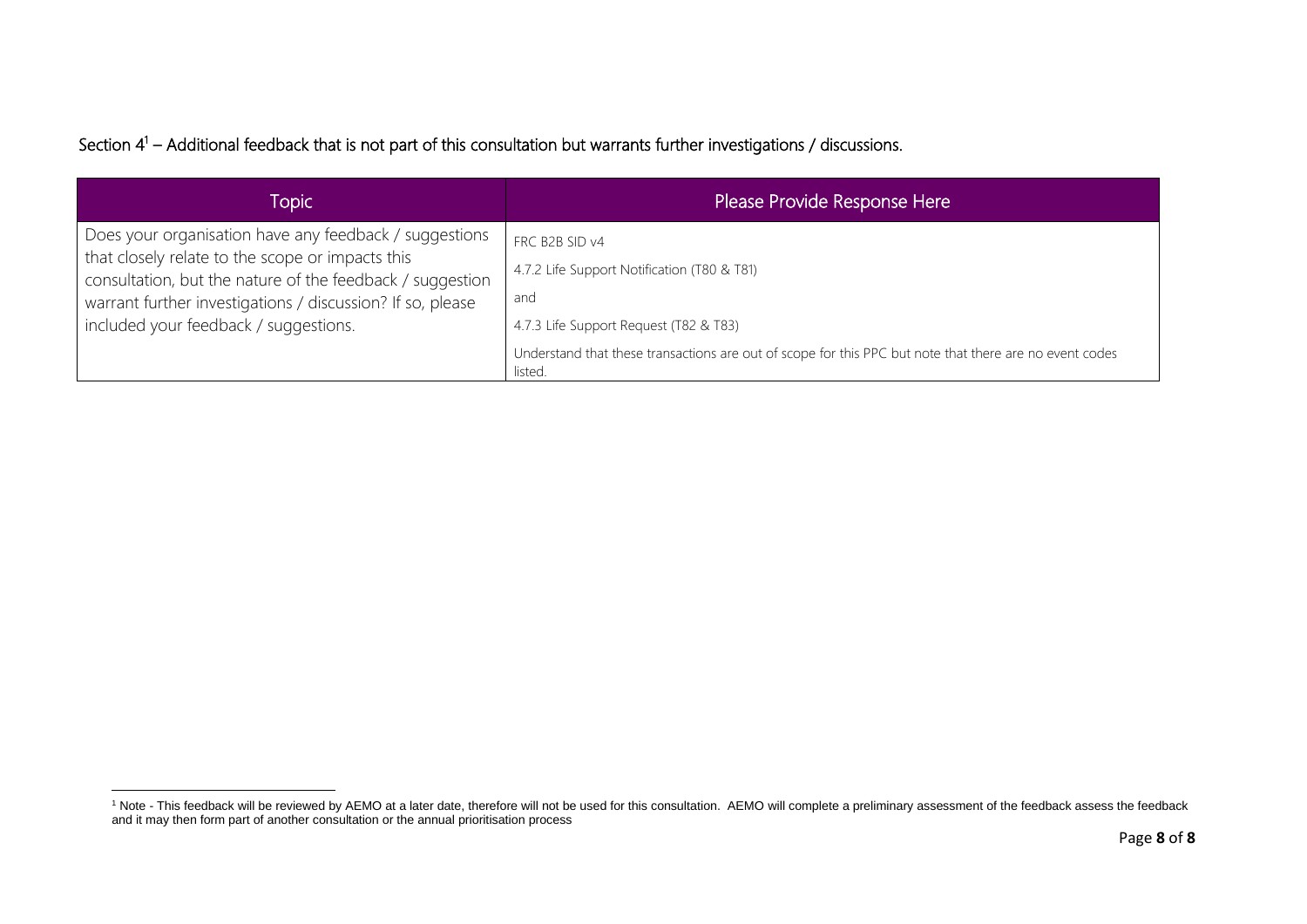Section 4[1] – Additional feedback that is not part of this consultation but warrants further investigations / discussions.

| Topic | Please Provide Response Here |
| --- | --- |
| Does your organisation have any feedback / suggestions that closely relate to the scope or impacts this consultation, but the nature of the feedback / suggestion warrant further investigations / discussion? If so, please included your feedback / suggestions. | FRC B2B SID v4<br><br>4.7.2 Life Support Notification (T80 & T81)<br><br>and<br><br>4.7.3 Life Support Request (T82 & T83)<br><br>Understand that these transactions are out of scope for this PPC but note that there are no event codes listed. |

[1] Note - This feedback will be reviewed by AEMO at a later date, therefore will not be used for this consultation. AEMO will complete a preliminary assessment of the feedback assess the feedback and it may then form part of another consultation or the annual prioritisation process